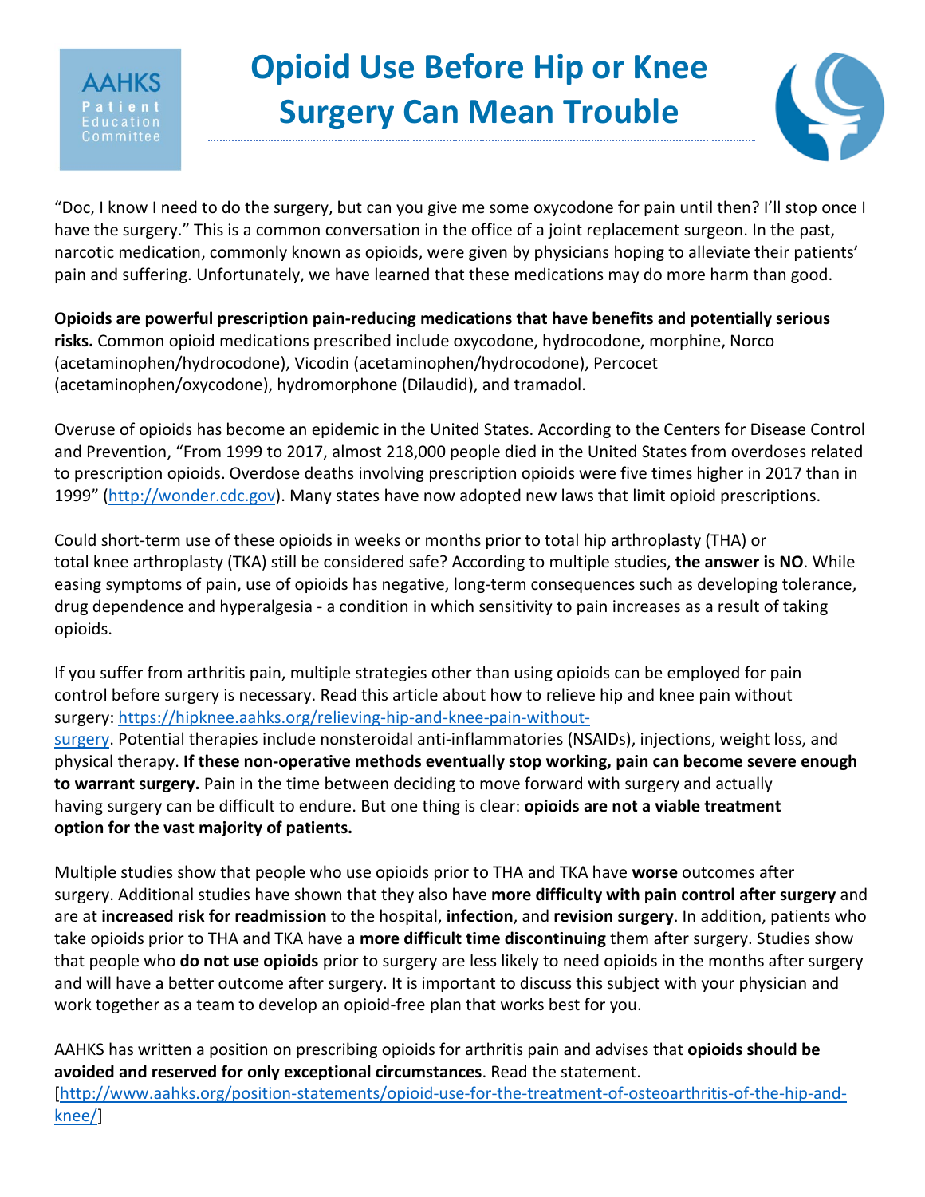AAHKS Patient Education Committee

# Opioid Use Before Hip or Knee Surgery Can Mean Trouble

"Doc, I know I need to do the surgery, but can you give me some oxycodone for pain until then? I'll stop once I have the surgery." This is a common conversation in the office of a joint replacement surgeon. In the past, narcotic medication, commonly known as opioids, were given by physicians hoping to alleviate their patients' pain and suffering. Unfortunately, we have learned that these medications may do more harm than good.

**Opioids are powerful prescription pain-reducing medications that have benefits and potentially serious risks.** Common opioid medications prescribed include oxycodone, hydrocodone, morphine, Norco (acetaminophen/hydrocodone), Vicodin (acetaminophen/hydrocodone), Percocet (acetaminophen/oxycodone), hydromorphone (Dilaudid), and tramadol.

Overuse of opioids has become an epidemic in the United States. According to the Centers for Disease Control and Prevention, "From 1999 to 2017, almost 218,000 people died in the United States from overdoses related to prescription opioids. Overdose deaths involving prescription opioids were five times higher in 2017 than in 1999" (http://wonder.cdc.gov). Many states have now adopted new laws that limit opioid prescriptions.

Could short-term use of these opioids in weeks or months prior to total hip arthroplasty (THA) or total knee arthroplasty (TKA) still be considered safe? According to multiple studies, **the answer is NO**. While easing symptoms of pain, use of opioids has negative, long-term consequences such as developing tolerance, drug dependence and hyperalgesia - a condition in which sensitivity to pain increases as a result of taking opioids.

If you suffer from arthritis pain, multiple strategies other than using opioids can be employed for pain control before surgery is necessary. Read this article about how to relieve hip and knee pain without surgery: https://hipknee.aahks.org/relieving-hip-and-knee-pain-without-surgery. Potential therapies include nonsteroidal anti-inflammatories (NSAIDs), injections, weight loss, and physical therapy. **If these non-operative methods eventually stop working, pain can become severe enough to warrant surgery.** Pain in the time between deciding to move forward with surgery and actually having surgery can be difficult to endure. But one thing is clear: **opioids are not a viable treatment option for the vast majority of patients.**

Multiple studies show that people who use opioids prior to THA and TKA have **worse** outcomes after surgery. Additional studies have shown that they also have **more difficulty with pain control after surgery** and are at **increased risk for readmission** to the hospital, **infection**, and **revision surgery**. In addition, patients who take opioids prior to THA and TKA have a **more difficult time discontinuing** them after surgery. Studies show that people who **do not use opioids** prior to surgery are less likely to need opioids in the months after surgery and will have a better outcome after surgery. It is important to discuss this subject with your physician and work together as a team to develop an opioid-free plan that works best for you.

AAHKS has written a position on prescribing opioids for arthritis pain and advises that **opioids should be avoided and reserved for only exceptional circumstances**. Read the statement. [http://www.aahks.org/position-statements/opioid-use-for-the-treatment-of-osteoarthritis-of-the-hip-and-knee/]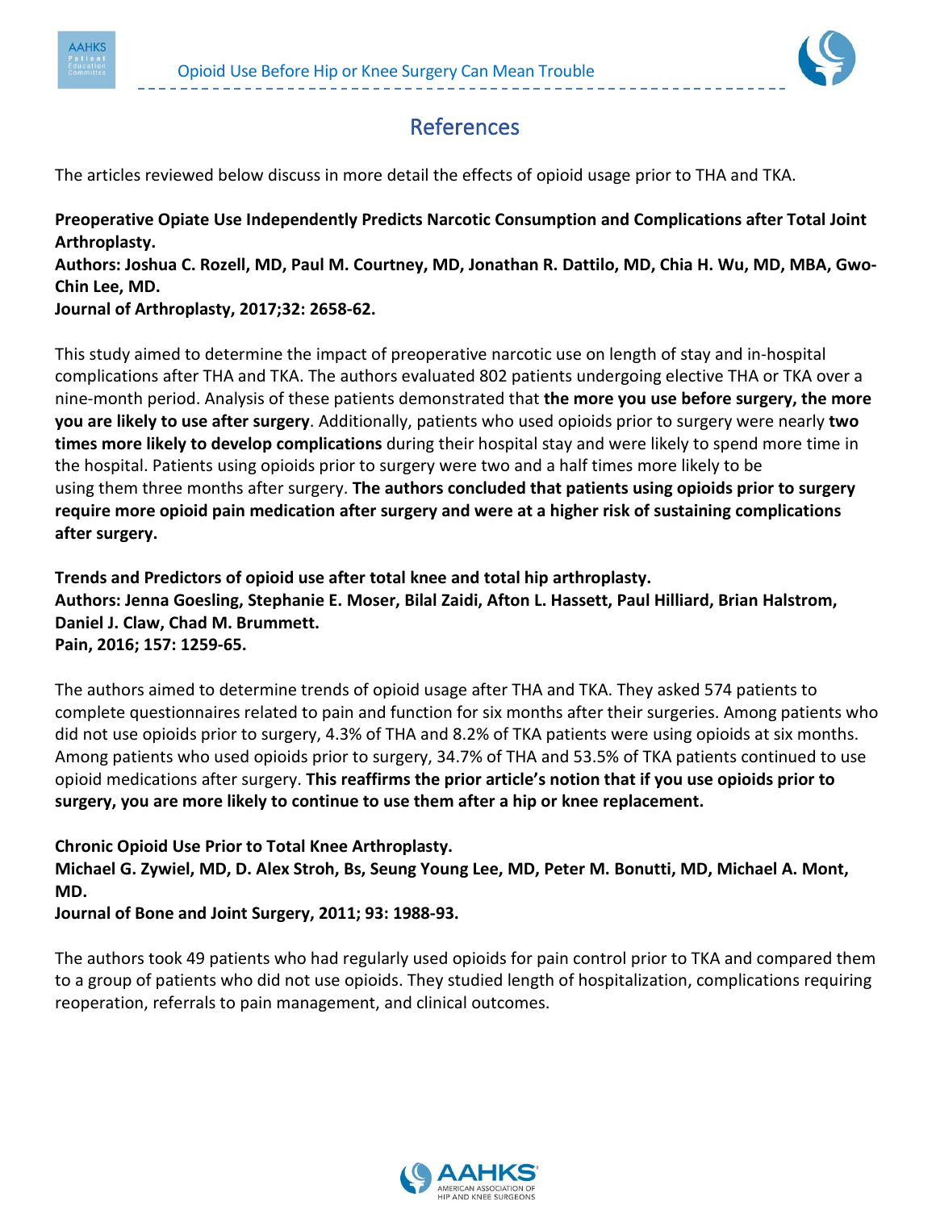## References

The articles reviewed below discuss in more detail the effects of opioid usage prior to THA and TKA.

**Preoperative Opiate Use Independently Predicts Narcotic Consumption and Complications after Total Joint Arthroplasty.**
**Authors: Joshua C. Rozell, MD, Paul M. Courtney, MD, Jonathan R. Dattilo, MD, Chia H. Wu, MD, MBA, Gwo-Chin Lee, MD.**
**Journal of Arthroplasty, 2017;32: 2658-62.**

This study aimed to determine the impact of preoperative narcotic use on length of stay and in-hospital complications after THA and TKA. The authors evaluated 802 patients undergoing elective THA or TKA over a nine-month period. Analysis of these patients demonstrated that **the more you use before surgery, the more you are likely to use after surgery**. Additionally, patients who used opioids prior to surgery were nearly **two times more likely to develop complications** during their hospital stay and were likely to spend more time in the hospital. Patients using opioids prior to surgery were two and a half times more likely to be using them three months after surgery. **The authors concluded that patients using opioids prior to surgery require more opioid pain medication after surgery and were at a higher risk of sustaining complications after surgery.**

**Trends and Predictors of opioid use after total knee and total hip arthroplasty.**
**Authors: Jenna Goesling, Stephanie E. Moser, Bilal Zaidi, Afton L. Hassett, Paul Hilliard, Brian Halstrom, Daniel J. Claw, Chad M. Brummett.**
**Pain, 2016; 157: 1259-65.**

The authors aimed to determine trends of opioid usage after THA and TKA. They asked 574 patients to complete questionnaires related to pain and function for six months after their surgeries. Among patients who did not use opioids prior to surgery, 4.3% of THA and 8.2% of TKA patients were using opioids at six months. Among patients who used opioids prior to surgery, 34.7% of THA and 53.5% of TKA patients continued to use opioid medications after surgery. **This reaffirms the prior article's notion that if you use opioids prior to surgery, you are more likely to continue to use them after a hip or knee replacement.**

**Chronic Opioid Use Prior to Total Knee Arthroplasty.**
**Michael G. Zywiel, MD, D. Alex Stroh, Bs, Seung Young Lee, MD, Peter M. Bonutti, MD, Michael A. Mont, MD.**
**Journal of Bone and Joint Surgery, 2011; 93: 1988-93.**

The authors took 49 patients who had regularly used opioids for pain control prior to TKA and compared them to a group of patients who did not use opioids. They studied length of hospitalization, complications requiring reoperation, referrals to pain management, and clinical outcomes.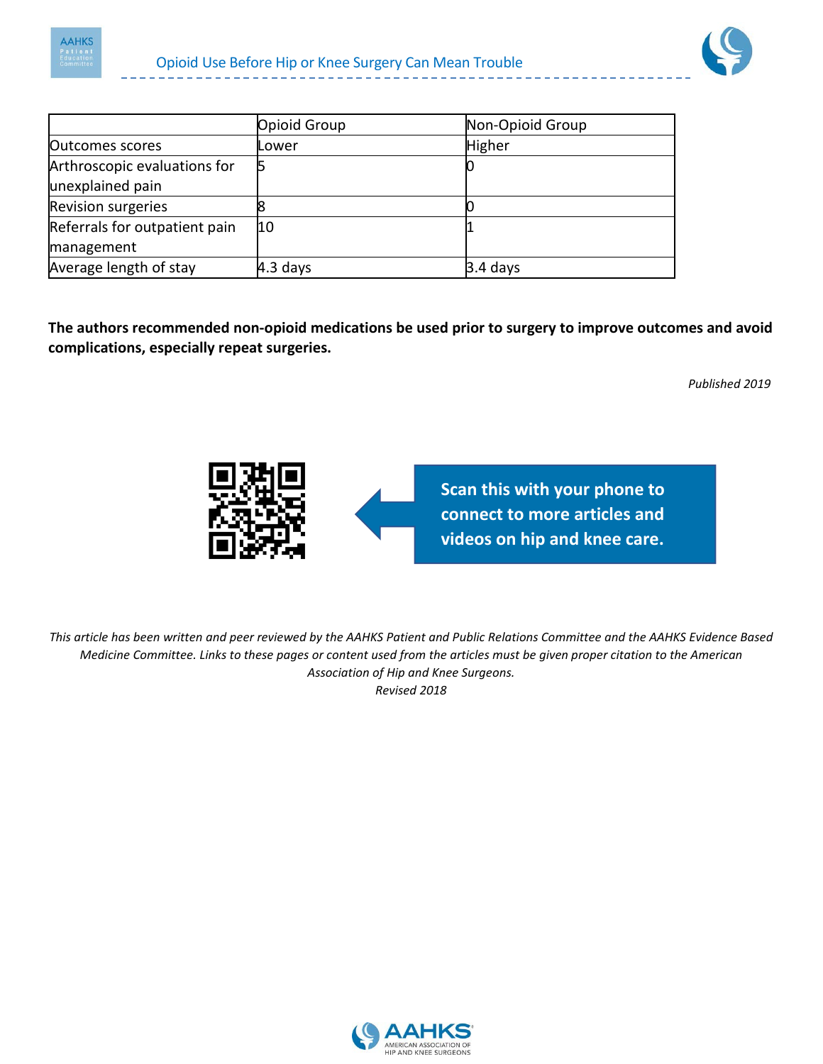| | Opioid Group | Non-Opioid Group |
|---|---|---|
| Outcomes scores | Lower | Higher |
| Arthroscopic evaluations for unexplained pain | 5 | 0 |
| Revision surgeries | 8 | 0 |
| Referrals for outpatient pain management | 10 | 1 |
| Average length of stay | 4.3 days | 3.4 days |

**The authors recommended non-opioid medications be used prior to surgery to improve outcomes and avoid complications, especially repeat surgeries.**

*Published 2019*

**Scan this with your phone to connect to more articles and videos on hip and knee care.**

*This article has been written and peer reviewed by the AAHKS Patient and Public Relations Committee and the AAHKS Evidence Based Medicine Committee. Links to these pages or content used from the articles must be given proper citation to the American Association of Hip and Knee Surgeons.*
*Revised 2018*